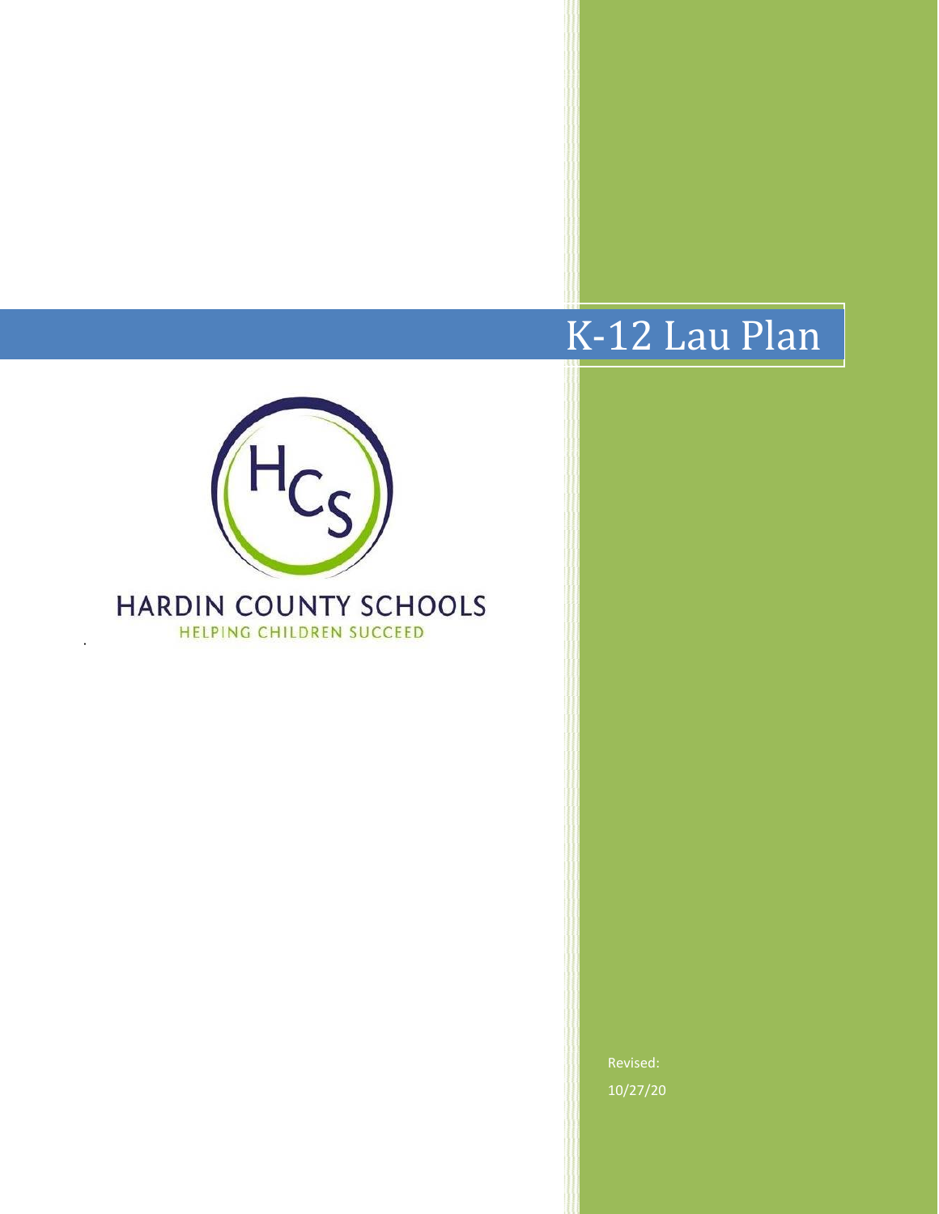# K-12 Lau Plan

HARDIN COUNTY SCHOOLS

HELPING CHILDREN SUCCEED

Revised:

10/27/20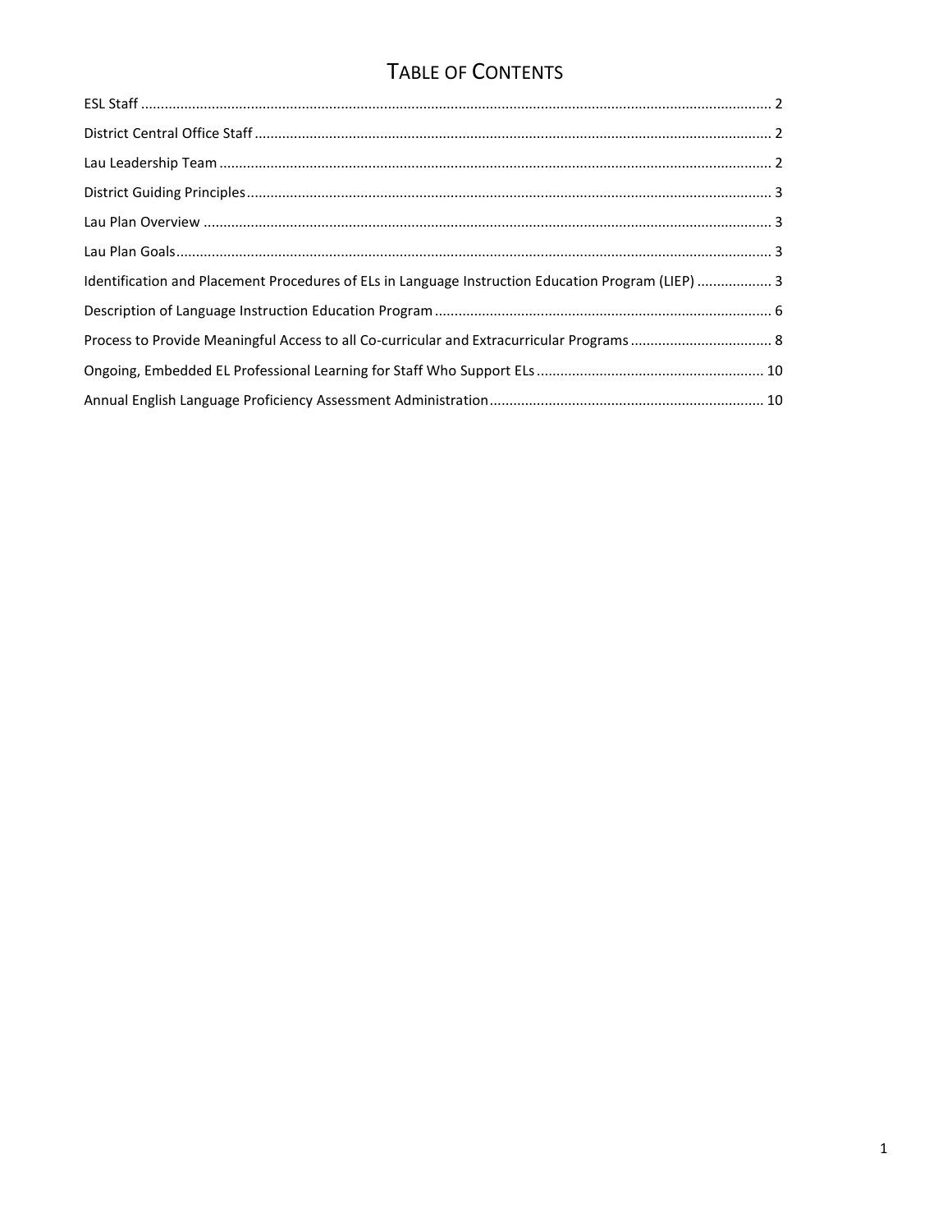# Table of Contents

ESL Staff ........................................................ 2

District Central Office Staff ........................................................ 2

Lau Leadership Team ........................................................ 2

District Guiding Principles ........................................................ 3

Lau Plan Overview ........................................................ 3

Lau Plan Goals ........................................................ 3

Identification and Placement Procedures of ELs in Language Instruction Education Program (LIEP) ........................................................ 3

Description of Language Instruction Education Program ........................................................ 6

Process to Provide Meaningful Access to all Co-curricular and Extracurricular Programs ........................................................ 8

Ongoing, Embedded EL Professional Learning for Staff Who Support ELs ........................................................ 10

Annual English Language Proficiency Assessment Administration ........................................................ 10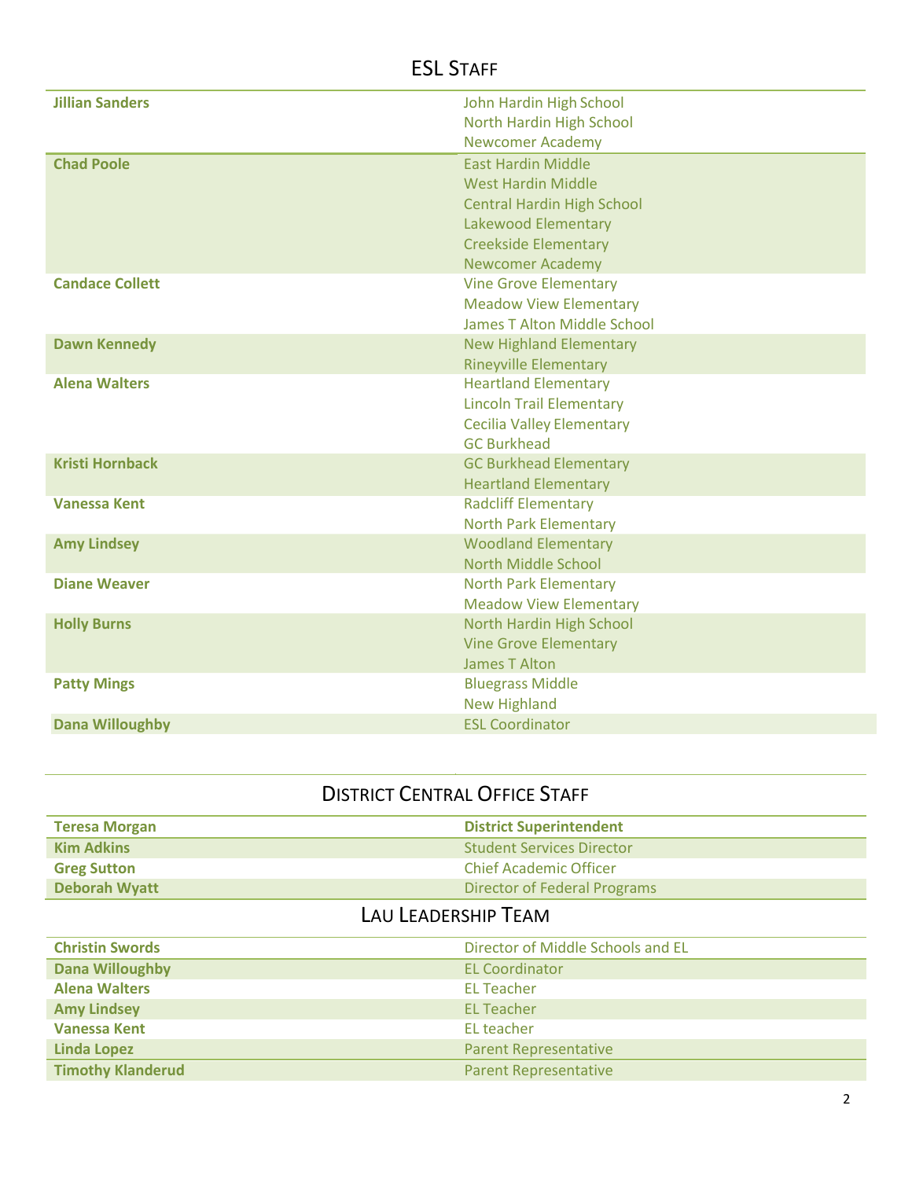## ESL Staff

| Name | Schools |
|---|---|
| **Jillian Sanders** | John Hardin High School<br>North Hardin High School<br>Newcomer Academy |
| **Chad Poole** | East Hardin Middle<br>West Hardin Middle<br>Central Hardin High School<br>Lakewood Elementary<br>Creekside Elementary<br>Newcomer Academy |
| **Candace Collett** | Vine Grove Elementary<br>Meadow View Elementary<br>James T Alton Middle School |
| **Dawn Kennedy** | New Highland Elementary<br>Rineyville Elementary |
| **Alena Walters** | Heartland Elementary<br>Lincoln Trail Elementary<br>Cecilia Valley Elementary<br>GC Burkhead |
| **Kristi Hornback** | GC Burkhead Elementary<br>Heartland Elementary |
| **Vanessa Kent** | Radcliff Elementary<br>North Park Elementary |
| **Amy Lindsey** | Woodland Elementary<br>North Middle School |
| **Diane Weaver** | North Park Elementary<br>Meadow View Elementary |
| **Holly Burns** | North Hardin High School<br>Vine Grove Elementary<br>James T Alton |
| **Patty Mings** | Bluegrass Middle<br>New Highland |
| **Dana Willoughby** | ESL Coordinator |

## District Central Office Staff

| Name | Position |
|---|---|
| **Teresa Morgan** | **District Superintendent** |
| **Kim Adkins** | Student Services Director |
| **Greg Sutton** | Chief Academic Officer |
| **Deborah Wyatt** | Director of Federal Programs |

## Lau Leadership Team

| Name | Position |
|---|---|
| **Christin Swords** | Director of Middle Schools and EL |
| **Dana Willoughby** | EL Coordinator |
| **Alena Walters** | EL Teacher |
| **Amy Lindsey** | EL Teacher |
| **Vanessa Kent** | EL teacher |
| **Linda Lopez** | Parent Representative |
| **Timothy Klanderud** | Parent Representative |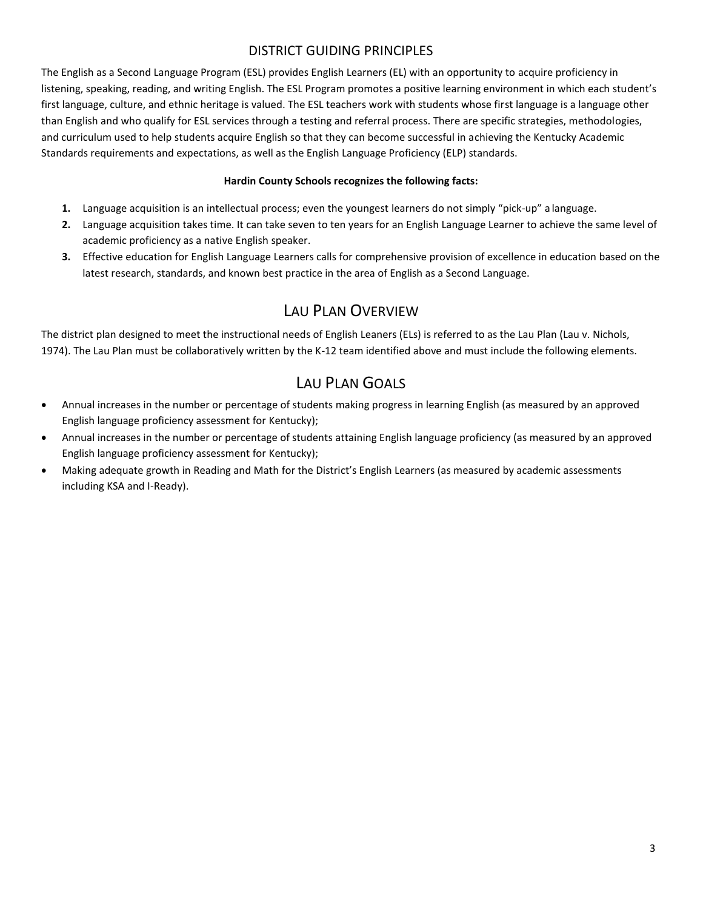## DISTRICT GUIDING PRINCIPLES

The English as a Second Language Program (ESL) provides English Learners (EL) with an opportunity to acquire proficiency in listening, speaking, reading, and writing English. The ESL Program promotes a positive learning environment in which each student's first language, culture, and ethnic heritage is valued. The ESL teachers work with students whose first language is a language other than English and who qualify for ESL services through a testing and referral process. There are specific strategies, methodologies, and curriculum used to help students acquire English so that they can become successful in achieving the Kentucky Academic Standards requirements and expectations, as well as the English Language Proficiency (ELP) standards.

**Hardin County Schools recognizes the following facts:**

1. Language acquisition is an intellectual process; even the youngest learners do not simply "pick-up" a language.
2. Language acquisition takes time. It can take seven to ten years for an English Language Learner to achieve the same level of academic proficiency as a native English speaker.
3. Effective education for English Language Learners calls for comprehensive provision of excellence in education based on the latest research, standards, and known best practice in the area of English as a Second Language.

## LAU PLAN OVERVIEW

The district plan designed to meet the instructional needs of English Leaners (ELs) is referred to as the Lau Plan (Lau v. Nichols, 1974). The Lau Plan must be collaboratively written by the K-12 team identified above and must include the following elements.

## LAU PLAN GOALS

- Annual increases in the number or percentage of students making progress in learning English (as measured by an approved English language proficiency assessment for Kentucky);
- Annual increases in the number or percentage of students attaining English language proficiency (as measured by an approved English language proficiency assessment for Kentucky);
- Making adequate growth in Reading and Math for the District's English Learners (as measured by academic assessments including KSA and I-Ready).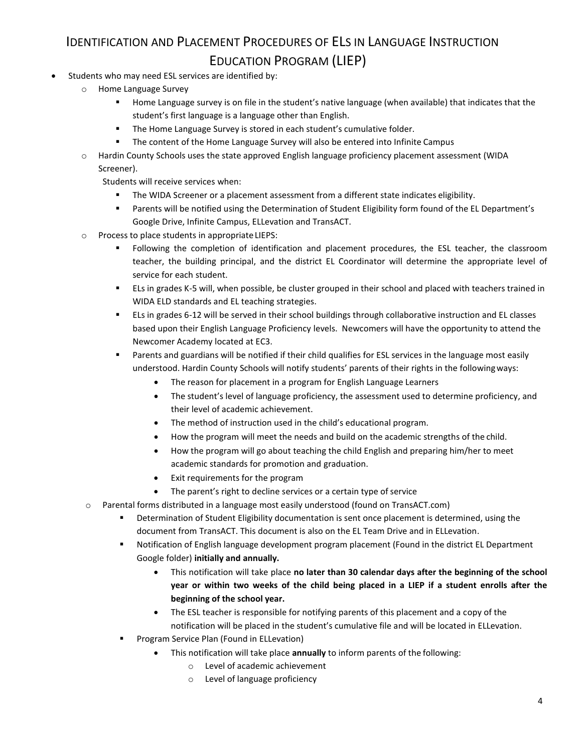# Identification and Placement Procedures of ELs in Language Instruction Education Program (LIEP)

- Students who may need ESL services are identified by:
  - Home Language Survey
    - Home Language survey is on file in the student's native language (when available) that indicates that the student's first language is a language other than English.
    - The Home Language Survey is stored in each student's cumulative folder.
    - The content of the Home Language Survey will also be entered into Infinite Campus
  - Hardin County Schools uses the state approved English language proficiency placement assessment (WIDA Screener).

    Students will receive services when:
    - The WIDA Screener or a placement assessment from a different state indicates eligibility.
    - Parents will be notified using the Determination of Student Eligibility form found of the EL Department's Google Drive, Infinite Campus, ELLevation and TransACT.
  - Process to place students in appropriate LIEPS:
    - Following the completion of identification and placement procedures, the ESL teacher, the classroom teacher, the building principal, and the district EL Coordinator will determine the appropriate level of service for each student.
    - ELs in grades K-5 will, when possible, be cluster grouped in their school and placed with teachers trained in WIDA ELD standards and EL teaching strategies.
    - ELs in grades 6-12 will be served in their school buildings through collaborative instruction and EL classes based upon their English Language Proficiency levels. Newcomers will have the opportunity to attend the Newcomer Academy located at EC3.
    - Parents and guardians will be notified if their child qualifies for ESL services in the language most easily understood. Hardin County Schools will notify students' parents of their rights in the following ways:
      - The reason for placement in a program for English Language Learners
      - The student's level of language proficiency, the assessment used to determine proficiency, and their level of academic achievement.
      - The method of instruction used in the child's educational program.
      - How the program will meet the needs and build on the academic strengths of the child.
      - How the program will go about teaching the child English and preparing him/her to meet academic standards for promotion and graduation.
      - Exit requirements for the program
      - The parent's right to decline services or a certain type of service
  - Parental forms distributed in a language most easily understood (found on TransACT.com)
    - Determination of Student Eligibility documentation is sent once placement is determined, using the document from TransACT. This document is also on the EL Team Drive and in ELLevation.
    - Notification of English language development program placement (Found in the district EL Department Google folder) **initially and annually.**
      - This notification will take place **no later than 30 calendar days after the beginning of the school year or within two weeks of the child being placed in a LIEP if a student enrolls after the beginning of the school year.**
      - The ESL teacher is responsible for notifying parents of this placement and a copy of the notification will be placed in the student's cumulative file and will be located in ELLevation.
    - Program Service Plan (Found in ELLevation)
      - This notification will take place **annually** to inform parents of the following:
        - Level of academic achievement
        - Level of language proficiency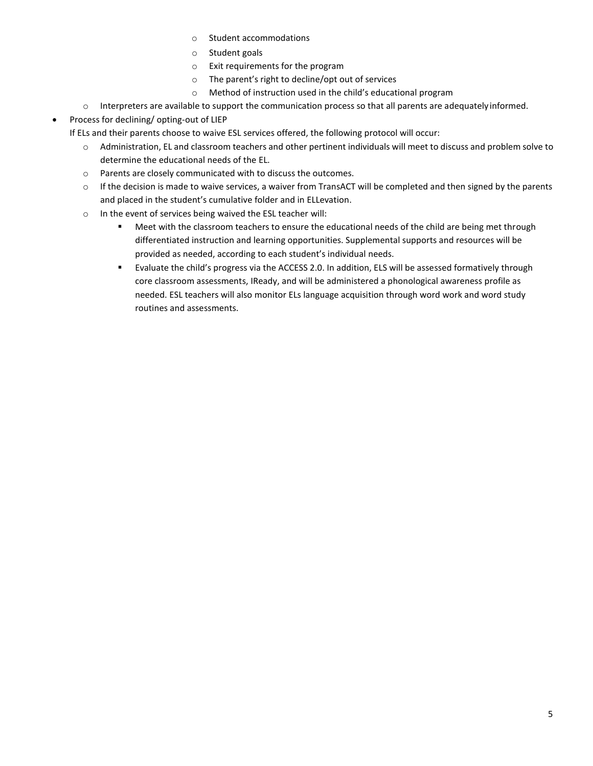- Student accommodations
        - Student goals
        - Exit requirements for the program
        - The parent's right to decline/opt out of services
        - Method of instruction used in the child's educational program
    - Interpreters are available to support the communication process so that all parents are adequately informed.
- Process for declining/ opting-out of LIEP

  If ELs and their parents choose to waive ESL services offered, the following protocol will occur:
    - Administration, EL and classroom teachers and other pertinent individuals will meet to discuss and problem solve to determine the educational needs of the EL.
    - Parents are closely communicated with to discuss the outcomes.
    - If the decision is made to waive services, a waiver from TransACT will be completed and then signed by the parents and placed in the student's cumulative folder and in ELLevation.
    - In the event of services being waived the ESL teacher will:
        - Meet with the classroom teachers to ensure the educational needs of the child are being met through differentiated instruction and learning opportunities. Supplemental supports and resources will be provided as needed, according to each student's individual needs.
        - Evaluate the child's progress via the ACCESS 2.0. In addition, ELS will be assessed formatively through core classroom assessments, IReady, and will be administered a phonological awareness profile as needed. ESL teachers will also monitor ELs language acquisition through word work and word study routines and assessments.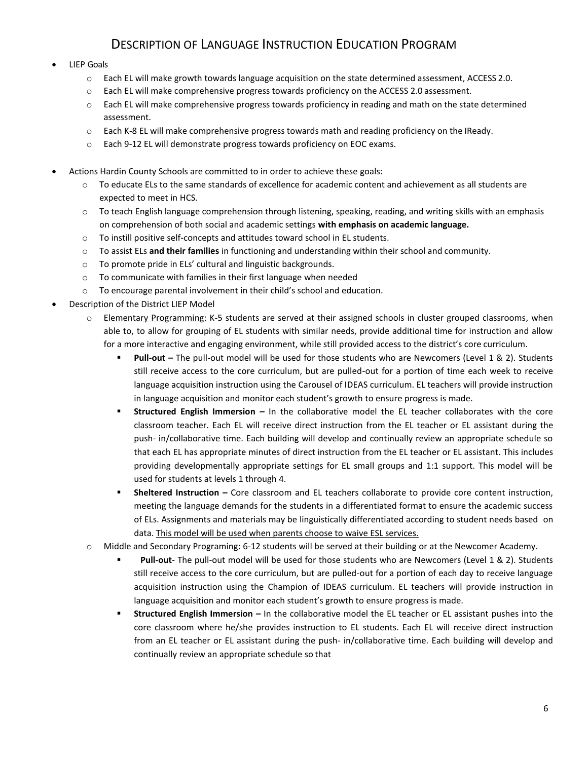# Description of Language Instruction Education Program

- LIEP Goals
  - Each EL will make growth towards language acquisition on the state determined assessment, ACCESS 2.0.
  - Each EL will make comprehensive progress towards proficiency on the ACCESS 2.0 assessment.
  - Each EL will make comprehensive progress towards proficiency in reading and math on the state determined assessment.
  - Each K-8 EL will make comprehensive progress towards math and reading proficiency on the IReady.
  - Each 9-12 EL will demonstrate progress towards proficiency on EOC exams.

- Actions Hardin County Schools are committed to in order to achieve these goals:
  - To educate ELs to the same standards of excellence for academic content and achievement as all students are expected to meet in HCS.
  - To teach English language comprehension through listening, speaking, reading, and writing skills with an emphasis on comprehension of both social and academic settings **with emphasis on academic language.**
  - To instill positive self-concepts and attitudes toward school in EL students.
  - To assist ELs **and their families** in functioning and understanding within their school and community.
  - To promote pride in ELs' cultural and linguistic backgrounds.
  - To communicate with families in their first language when needed
  - To encourage parental involvement in their child's school and education.
- Description of the District LIEP Model
  - <u>Elementary Programming:</u> K-5 students are served at their assigned schools in cluster grouped classrooms, when able to, to allow for grouping of EL students with similar needs, provide additional time for instruction and allow for a more interactive and engaging environment, while still provided access to the district's core curriculum.
    - **Pull-out –** The pull-out model will be used for those students who are Newcomers (Level 1 & 2). Students still receive access to the core curriculum, but are pulled-out for a portion of time each week to receive language acquisition instruction using the Carousel of IDEAS curriculum. EL teachers will provide instruction in language acquisition and monitor each student's growth to ensure progress is made.
    - **Structured English Immersion –** In the collaborative model the EL teacher collaborates with the core classroom teacher. Each EL will receive direct instruction from the EL teacher or EL assistant during the push- in/collaborative time. Each building will develop and continually review an appropriate schedule so that each EL has appropriate minutes of direct instruction from the EL teacher or EL assistant. This includes providing developmentally appropriate settings for EL small groups and 1:1 support. This model will be used for students at levels 1 through 4.
    - **Sheltered Instruction –** Core classroom and EL teachers collaborate to provide core content instruction, meeting the language demands for the students in a differentiated format to ensure the academic success of ELs. Assignments and materials may be linguistically differentiated according to student needs based on data. <u>This model will be used when parents choose to waive ESL services.</u>
  - <u>Middle and Secondary Programing:</u> 6-12 students will be served at their building or at the Newcomer Academy.
    - **Pull-out**- The pull-out model will be used for those students who are Newcomers (Level 1 & 2). Students still receive access to the core curriculum, but are pulled-out for a portion of each day to receive language acquisition instruction using the Champion of IDEAS curriculum. EL teachers will provide instruction in language acquisition and monitor each student's growth to ensure progress is made.
    - **Structured English Immersion –** In the collaborative model the EL teacher or EL assistant pushes into the core classroom where he/she provides instruction to EL students. Each EL will receive direct instruction from an EL teacher or EL assistant during the push- in/collaborative time. Each building will develop and continually review an appropriate schedule so that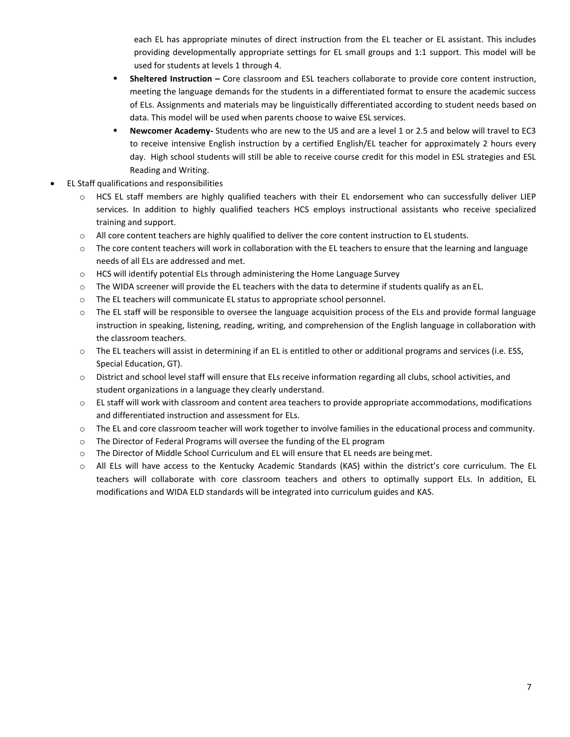each EL has appropriate minutes of direct instruction from the EL teacher or EL assistant. This includes providing developmentally appropriate settings for EL small groups and 1:1 support. This model will be used for students at levels 1 through 4.

    - **Sheltered Instruction –** Core classroom and ESL teachers collaborate to provide core content instruction, meeting the language demands for the students in a differentiated format to ensure the academic success of ELs. Assignments and materials may be linguistically differentiated according to student needs based on data. This model will be used when parents choose to waive ESL services.
    - **Newcomer Academy-** Students who are new to the US and are a level 1 or 2.5 and below will travel to EC3 to receive intensive English instruction by a certified English/EL teacher for approximately 2 hours every day. High school students will still be able to receive course credit for this model in ESL strategies and ESL Reading and Writing.

- EL Staff qualifications and responsibilities
    - HCS EL staff members are highly qualified teachers with their EL endorsement who can successfully deliver LIEP services. In addition to highly qualified teachers HCS employs instructional assistants who receive specialized training and support.
    - All core content teachers are highly qualified to deliver the core content instruction to EL students.
    - The core content teachers will work in collaboration with the EL teachers to ensure that the learning and language needs of all ELs are addressed and met.
    - HCS will identify potential ELs through administering the Home Language Survey
    - The WIDA screener will provide the EL teachers with the data to determine if students qualify as an EL.
    - The EL teachers will communicate EL status to appropriate school personnel.
    - The EL staff will be responsible to oversee the language acquisition process of the ELs and provide formal language instruction in speaking, listening, reading, writing, and comprehension of the English language in collaboration with the classroom teachers.
    - The EL teachers will assist in determining if an EL is entitled to other or additional programs and services (i.e. ESS, Special Education, GT).
    - District and school level staff will ensure that ELs receive information regarding all clubs, school activities, and student organizations in a language they clearly understand.
    - EL staff will work with classroom and content area teachers to provide appropriate accommodations, modifications and differentiated instruction and assessment for ELs.
    - The EL and core classroom teacher will work together to involve families in the educational process and community.
    - The Director of Federal Programs will oversee the funding of the EL program
    - The Director of Middle School Curriculum and EL will ensure that EL needs are being met.
    - All ELs will have access to the Kentucky Academic Standards (KAS) within the district's core curriculum. The EL teachers will collaborate with core classroom teachers and others to optimally support ELs. In addition, EL modifications and WIDA ELD standards will be integrated into curriculum guides and KAS.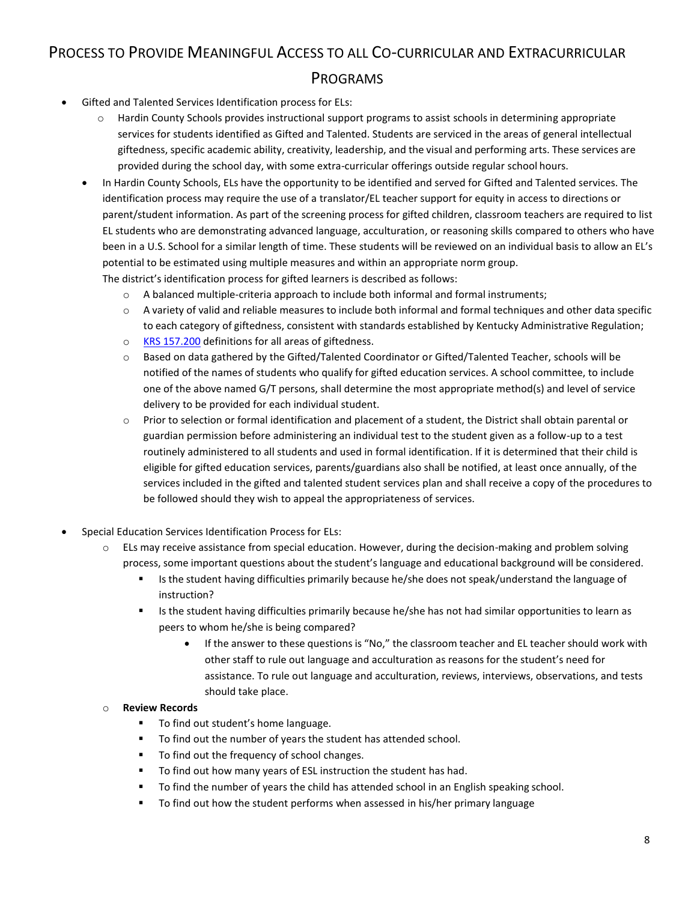# Process to Provide Meaningful Access to all Co-curricular and Extracurricular Programs

- Gifted and Talented Services Identification process for ELs:
  - Hardin County Schools provides instructional support programs to assist schools in determining appropriate services for students identified as Gifted and Talented. Students are serviced in the areas of general intellectual giftedness, specific academic ability, creativity, leadership, and the visual and performing arts. These services are provided during the school day, with some extra-curricular offerings outside regular school hours.
- In Hardin County Schools, ELs have the opportunity to be identified and served for Gifted and Talented services. The identification process may require the use of a translator/EL teacher support for equity in access to directions or parent/student information. As part of the screening process for gifted children, classroom teachers are required to list EL students who are demonstrating advanced language, acculturation, or reasoning skills compared to others who have been in a U.S. School for a similar length of time. These students will be reviewed on an individual basis to allow an EL's potential to be estimated using multiple measures and within an appropriate norm group.

  The district's identification process for gifted learners is described as follows:
  - A balanced multiple-criteria approach to include both informal and formal instruments;
  - A variety of valid and reliable measures to include both informal and formal techniques and other data specific to each category of giftedness, consistent with standards established by Kentucky Administrative Regulation;
  - KRS 157.200 definitions for all areas of giftedness.
  - Based on data gathered by the Gifted/Talented Coordinator or Gifted/Talented Teacher, schools will be notified of the names of students who qualify for gifted education services. A school committee, to include one of the above named G/T persons, shall determine the most appropriate method(s) and level of service delivery to be provided for each individual student.
  - Prior to selection or formal identification and placement of a student, the District shall obtain parental or guardian permission before administering an individual test to the student given as a follow-up to a test routinely administered to all students and used in formal identification. If it is determined that their child is eligible for gifted education services, parents/guardians also shall be notified, at least once annually, of the services included in the gifted and talented student services plan and shall receive a copy of the procedures to be followed should they wish to appeal the appropriateness of services.

- Special Education Services Identification Process for ELs:
  - ELs may receive assistance from special education. However, during the decision-making and problem solving process, some important questions about the student's language and educational background will be considered.
    - Is the student having difficulties primarily because he/she does not speak/understand the language of instruction?
    - Is the student having difficulties primarily because he/she has not had similar opportunities to learn as peers to whom he/she is being compared?
      - If the answer to these questions is "No," the classroom teacher and EL teacher should work with other staff to rule out language and acculturation as reasons for the student's need for assistance. To rule out language and acculturation, reviews, interviews, observations, and tests should take place.
  - **Review Records**
    - To find out student's home language.
    - To find out the number of years the student has attended school.
    - To find out the frequency of school changes.
    - To find out how many years of ESL instruction the student has had.
    - To find the number of years the child has attended school in an English speaking school.
    - To find out how the student performs when assessed in his/her primary language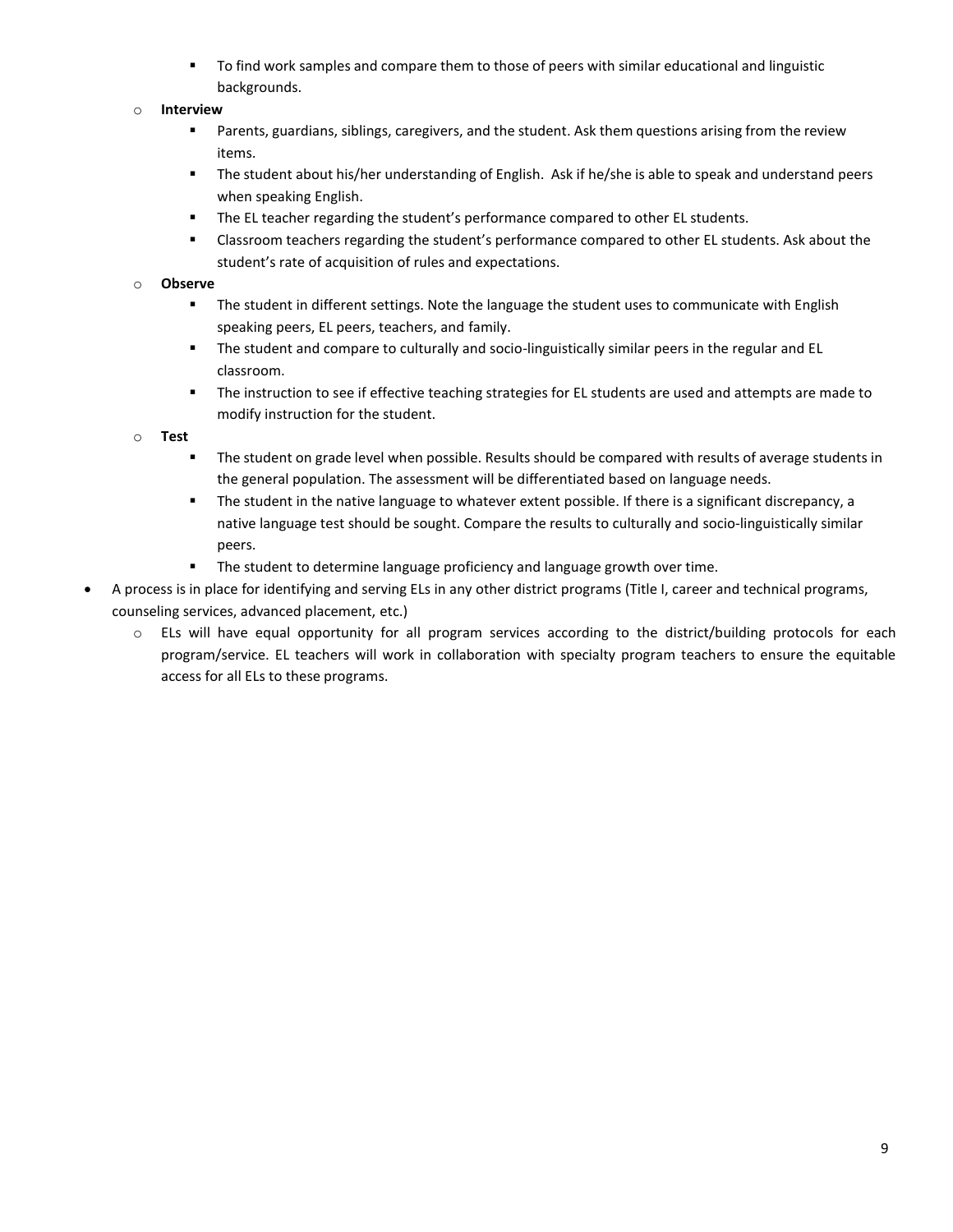- To find work samples and compare them to those of peers with similar educational and linguistic backgrounds.
    - **Interview**
        - Parents, guardians, siblings, caregivers, and the student. Ask them questions arising from the review items.
        - The student about his/her understanding of English. Ask if he/she is able to speak and understand peers when speaking English.
        - The EL teacher regarding the student's performance compared to other EL students.
        - Classroom teachers regarding the student's performance compared to other EL students. Ask about the student's rate of acquisition of rules and expectations.
    - **Observe**
        - The student in different settings. Note the language the student uses to communicate with English speaking peers, EL peers, teachers, and family.
        - The student and compare to culturally and socio-linguistically similar peers in the regular and EL classroom.
        - The instruction to see if effective teaching strategies for EL students are used and attempts are made to modify instruction for the student.
    - **Test**
        - The student on grade level when possible. Results should be compared with results of average students in the general population. The assessment will be differentiated based on language needs.
        - The student in the native language to whatever extent possible. If there is a significant discrepancy, a native language test should be sought. Compare the results to culturally and socio-linguistically similar peers.
        - The student to determine language proficiency and language growth over time.
- A process is in place for identifying and serving ELs in any other district programs (Title I, career and technical programs, counseling services, advanced placement, etc.)
    - ELs will have equal opportunity for all program services according to the district/building protocols for each program/service. EL teachers will work in collaboration with specialty program teachers to ensure the equitable access for all ELs to these programs.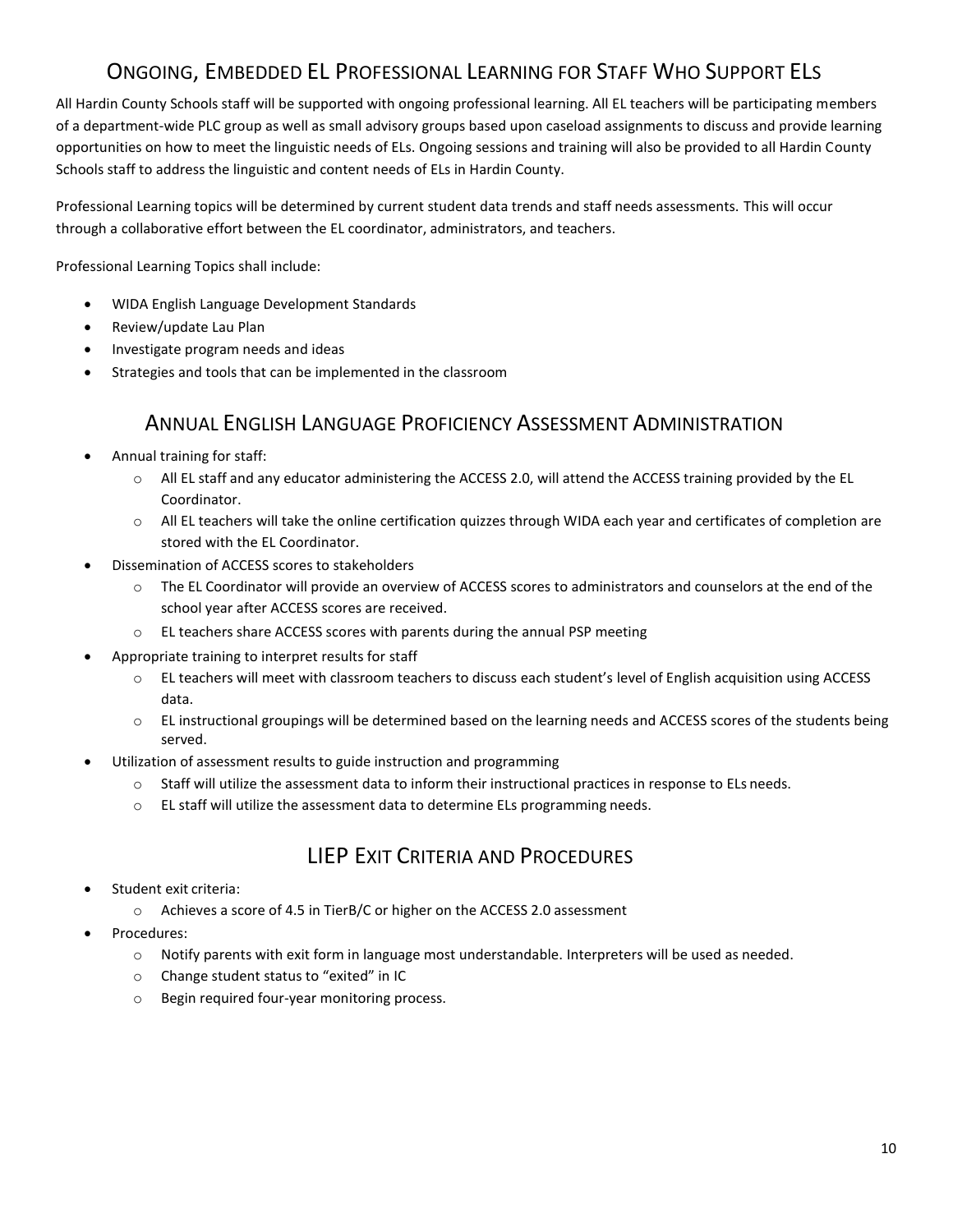## Ongoing, Embedded EL Professional Learning for Staff Who Support ELs

All Hardin County Schools staff will be supported with ongoing professional learning. All EL teachers will be participating members of a department-wide PLC group as well as small advisory groups based upon caseload assignments to discuss and provide learning opportunities on how to meet the linguistic needs of ELs. Ongoing sessions and training will also be provided to all Hardin County Schools staff to address the linguistic and content needs of ELs in Hardin County.

Professional Learning topics will be determined by current student data trends and staff needs assessments. This will occur through a collaborative effort between the EL coordinator, administrators, and teachers.

Professional Learning Topics shall include:

- WIDA English Language Development Standards
- Review/update Lau Plan
- Investigate program needs and ideas
- Strategies and tools that can be implemented in the classroom

## Annual English Language Proficiency Assessment Administration

- Annual training for staff:
  - All EL staff and any educator administering the ACCESS 2.0, will attend the ACCESS training provided by the EL Coordinator.
  - All EL teachers will take the online certification quizzes through WIDA each year and certificates of completion are stored with the EL Coordinator.
- Dissemination of ACCESS scores to stakeholders
  - The EL Coordinator will provide an overview of ACCESS scores to administrators and counselors at the end of the school year after ACCESS scores are received.
  - EL teachers share ACCESS scores with parents during the annual PSP meeting
- Appropriate training to interpret results for staff
  - EL teachers will meet with classroom teachers to discuss each student's level of English acquisition using ACCESS data.
  - EL instructional groupings will be determined based on the learning needs and ACCESS scores of the students being served.
- Utilization of assessment results to guide instruction and programming
  - Staff will utilize the assessment data to inform their instructional practices in response to ELs needs.
  - EL staff will utilize the assessment data to determine ELs programming needs.

## LIEP Exit Criteria and Procedures

- Student exit criteria:
  - Achieves a score of 4.5 in TierB/C or higher on the ACCESS 2.0 assessment
- Procedures:
  - Notify parents with exit form in language most understandable. Interpreters will be used as needed.
  - Change student status to "exited" in IC
  - Begin required four-year monitoring process.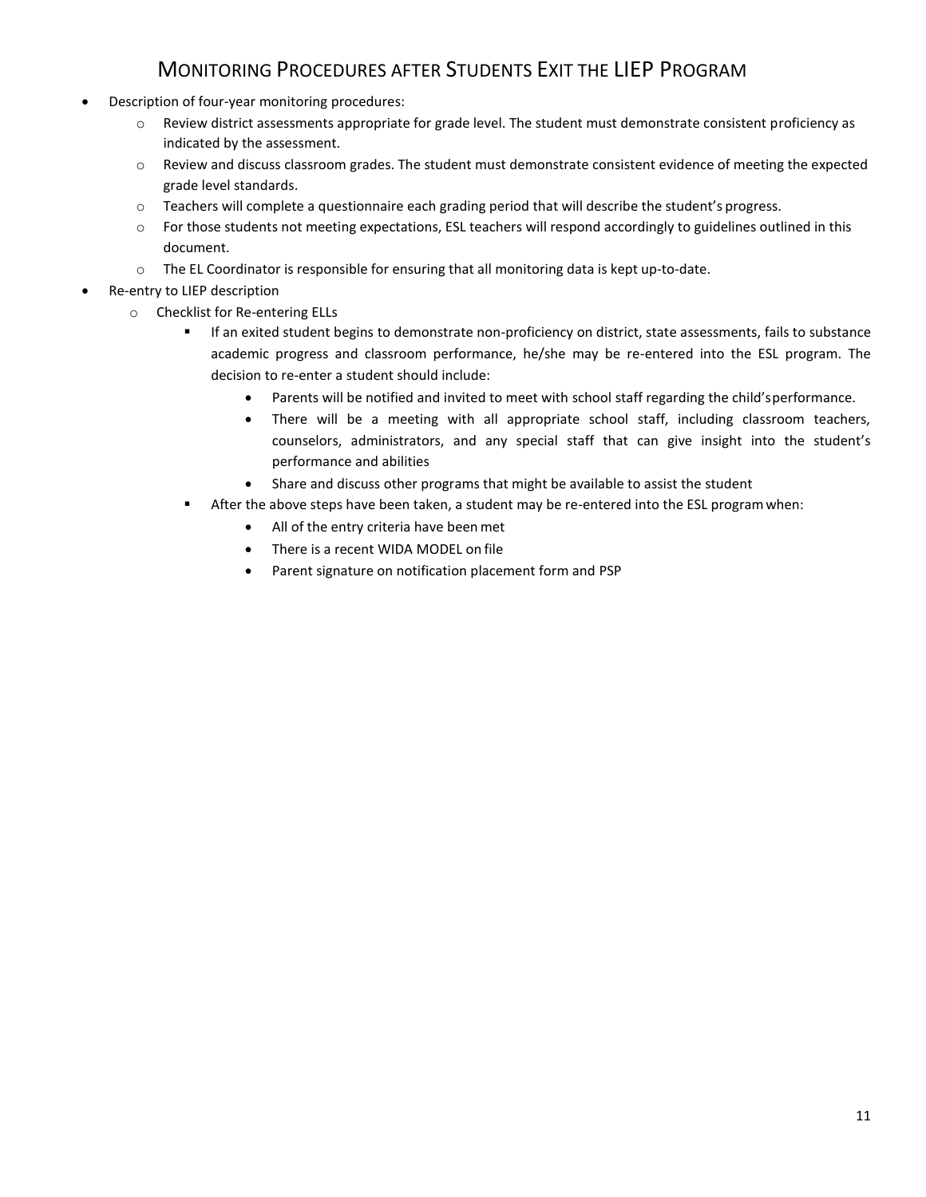## Monitoring Procedures after Students Exit the LIEP Program

- Description of four-year monitoring procedures:
  - Review district assessments appropriate for grade level. The student must demonstrate consistent proficiency as indicated by the assessment.
  - Review and discuss classroom grades. The student must demonstrate consistent evidence of meeting the expected grade level standards.
  - Teachers will complete a questionnaire each grading period that will describe the student's progress.
  - For those students not meeting expectations, ESL teachers will respond accordingly to guidelines outlined in this document.
  - The EL Coordinator is responsible for ensuring that all monitoring data is kept up-to-date.
- Re-entry to LIEP description
  - Checklist for Re-entering ELLs
    - If an exited student begins to demonstrate non-proficiency on district, state assessments, fails to substance academic progress and classroom performance, he/she may be re-entered into the ESL program. The decision to re-enter a student should include:
      - Parents will be notified and invited to meet with school staff regarding the child's performance.
      - There will be a meeting with all appropriate school staff, including classroom teachers, counselors, administrators, and any special staff that can give insight into the student's performance and abilities
      - Share and discuss other programs that might be available to assist the student
    - After the above steps have been taken, a student may be re-entered into the ESL program when:
      - All of the entry criteria have been met
      - There is a recent WIDA MODEL on file
      - Parent signature on notification placement form and PSP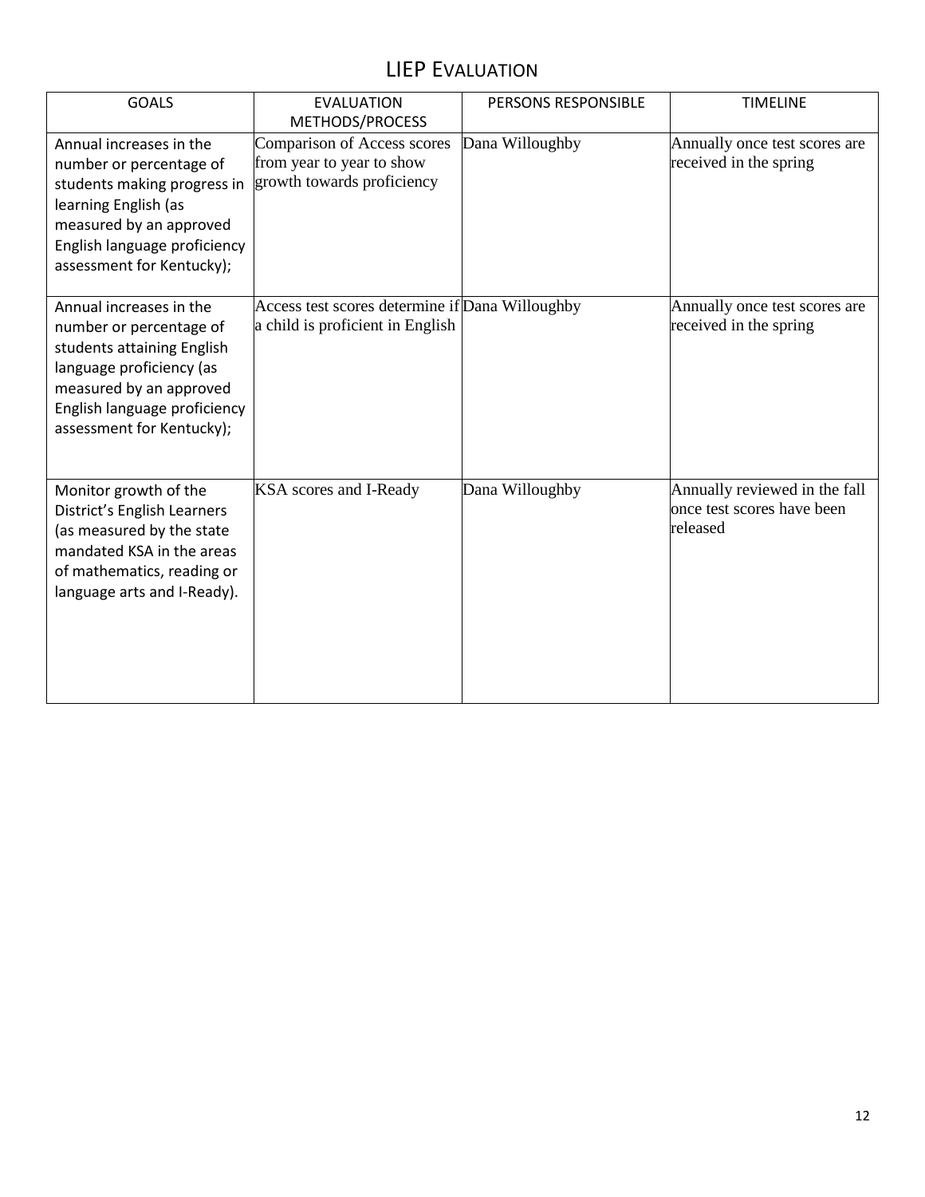## LIEP Evaluation

| GOALS | EVALUATION METHODS/PROCESS | PERSONS RESPONSIBLE | TIMELINE |
|---|---|---|---|
| Annual increases in the number or percentage of students making progress in learning English (as measured by an approved English language proficiency assessment for Kentucky); | Comparison of Access scores from year to year to show growth towards proficiency | Dana Willoughby | Annually once test scores are received in the spring |
| Annual increases in the number or percentage of students attaining English language proficiency (as measured by an approved English language proficiency assessment for Kentucky); | Access test scores determine if a child is proficient in English | Dana Willoughby | Annually once test scores are received in the spring |
| Monitor growth of the District's English Learners (as measured by the state mandated KSA in the areas of mathematics, reading or language arts and I-Ready). | KSA scores and I-Ready | Dana Willoughby | Annually reviewed in the fall once test scores have been released |